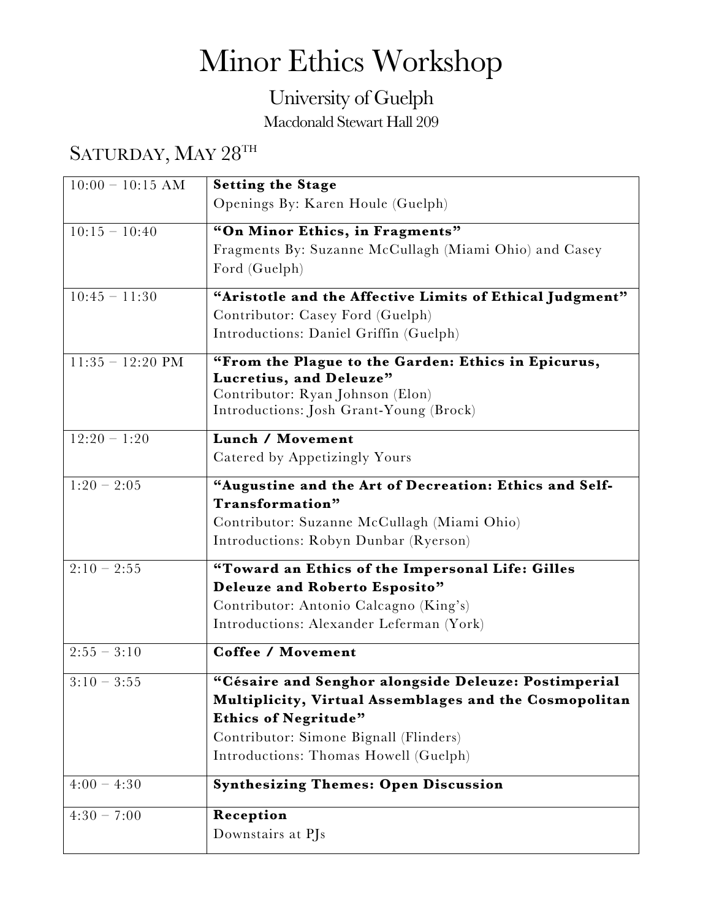# Minor Ethics Workshop

## University of Guelph

### Macdonald Stewart Hall 209

## Saturday, May 28th

| | |
|---|---|
| 10:00 – 10:15 AM | **Setting the Stage**<br>Openings By: Karen Houle (Guelph) |
| 10:15 – 10:40 | **"On Minor Ethics, in Fragments"**<br>Fragments By: Suzanne McCullagh (Miami Ohio) and Casey Ford (Guelph) |
| 10:45 – 11:30 | **"Aristotle and the Affective Limits of Ethical Judgment"**<br>Contributor: Casey Ford (Guelph)<br>Introductions: Daniel Griffin (Guelph) |
| 11:35 – 12:20 PM | **"From the Plague to the Garden: Ethics in Epicurus, Lucretius, and Deleuze"**<br>Contributor: Ryan Johnson (Elon)<br>Introductions: Josh Grant-Young (Brock) |
| 12:20 – 1:20 | **Lunch / Movement**<br>Catered by Appetizingly Yours |
| 1:20 – 2:05 | **"Augustine and the Art of Decreation: Ethics and Self-Transformation"**<br>Contributor: Suzanne McCullagh (Miami Ohio)<br>Introductions: Robyn Dunbar (Ryerson) |
| 2:10 – 2:55 | **"Toward an Ethics of the Impersonal Life: Gilles Deleuze and Roberto Esposito"**<br>Contributor: Antonio Calcagno (King's)<br>Introductions: Alexander Leferman (York) |
| 2:55 – 3:10 | **Coffee / Movement** |
| 3:10 – 3:55 | **"Césaire and Senghor alongside Deleuze: Postimperial Multiplicity, Virtual Assemblages and the Cosmopolitan Ethics of Negritude"**<br>Contributor: Simone Bignall (Flinders)<br>Introductions: Thomas Howell (Guelph) |
| 4:00 – 4:30 | **Synthesizing Themes: Open Discussion** |
| 4:30 – 7:00 | **Reception**<br>Downstairs at PJs |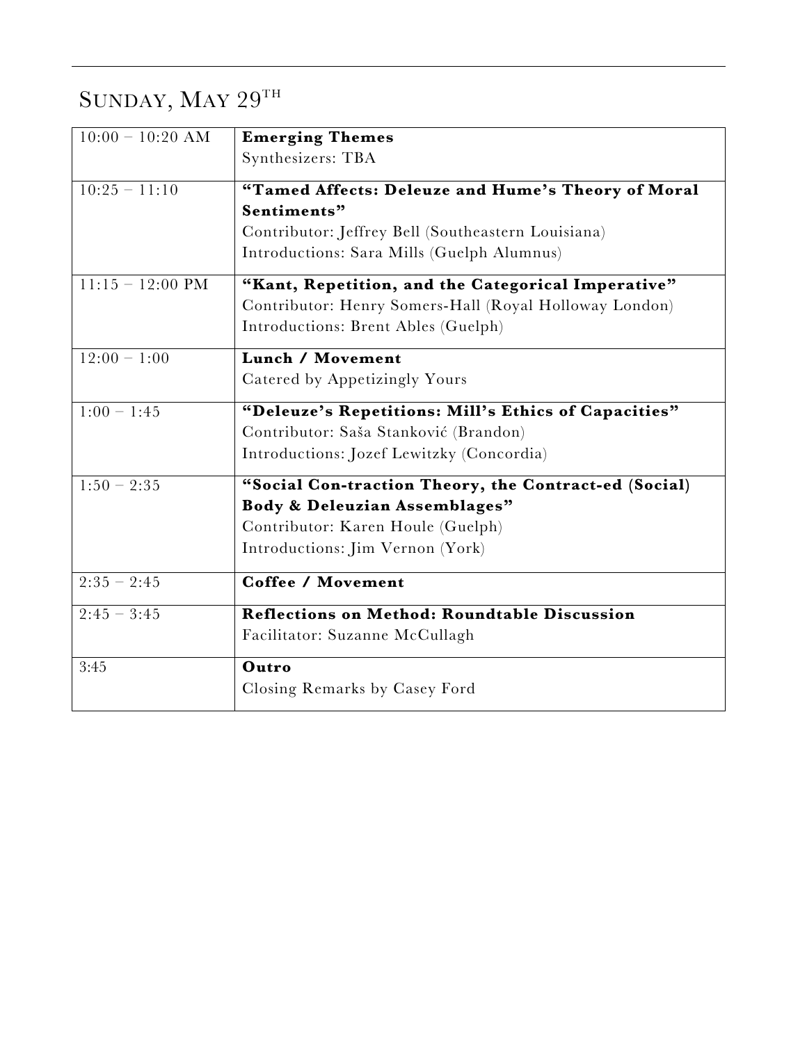## Sunday, May 29th

| | |
|---|---|
| 10:00 – 10:20 AM | **Emerging Themes**<br>Synthesizers: TBA |
| 10:25 – 11:10 | **"Tamed Affects: Deleuze and Hume's Theory of Moral Sentiments"**<br>Contributor: Jeffrey Bell (Southeastern Louisiana)<br>Introductions: Sara Mills (Guelph Alumnus) |
| 11:15 – 12:00 PM | **"Kant, Repetition, and the Categorical Imperative"**<br>Contributor: Henry Somers-Hall (Royal Holloway London)<br>Introductions: Brent Ables (Guelph) |
| 12:00 – 1:00 | **Lunch / Movement**<br>Catered by Appetizingly Yours |
| 1:00 – 1:45 | **"Deleuze's Repetitions: Mill's Ethics of Capacities"**<br>Contributor: Saša Stanković (Brandon)<br>Introductions: Jozef Lewitzky (Concordia) |
| 1:50 – 2:35 | **"Social Con-traction Theory, the Contract-ed (Social) Body & Deleuzian Assemblages"**<br>Contributor: Karen Houle (Guelph)<br>Introductions: Jim Vernon (York) |
| 2:35 – 2:45 | **Coffee / Movement** |
| 2:45 – 3:45 | **Reflections on Method: Roundtable Discussion**<br>Facilitator: Suzanne McCullagh |
| 3:45 | **Outro**<br>Closing Remarks by Casey Ford |